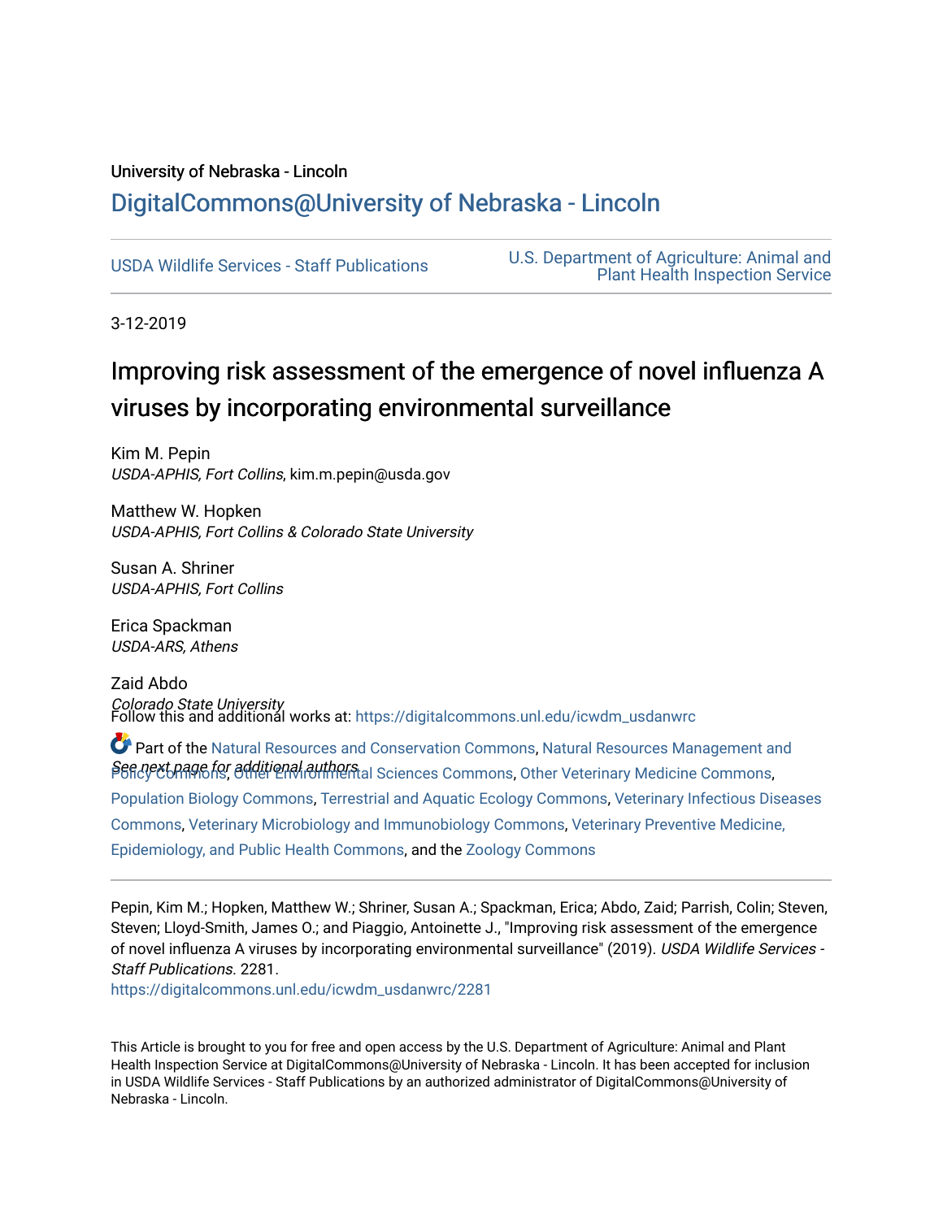University of Nebraska - Lincoln

## DigitalCommons@University of Nebraska - Lincoln

USDA Wildlife Services - Staff Publications

U.S. Department of Agriculture: Animal and Plant Health Inspection Service

3-12-2019

# Improving risk assessment of the emergence of novel influenza A viruses by incorporating environmental surveillance

Kim M. Pepin
*USDA-APHIS, Fort Collins*, kim.m.pepin@usda.gov

Matthew W. Hopken
*USDA-APHIS, Fort Collins & Colorado State University*

Susan A. Shriner
*USDA-APHIS, Fort Collins*

Erica Spackman
*USDA-ARS, Athens*

Zaid Abdo
*Colorado State University*

*See next page for additional authors*

Follow this and additional works at: https://digitalcommons.unl.edu/icwdm_usdanwrc

Part of the Natural Resources and Conservation Commons, Natural Resources Management and Policy Commons, Other Environmental Sciences Commons, Other Veterinary Medicine Commons, Population Biology Commons, Terrestrial and Aquatic Ecology Commons, Veterinary Infectious Diseases Commons, Veterinary Microbiology and Immunobiology Commons, Veterinary Preventive Medicine, Epidemiology, and Public Health Commons, and the Zoology Commons

---

Pepin, Kim M.; Hopken, Matthew W.; Shriner, Susan A.; Spackman, Erica; Abdo, Zaid; Parrish, Colin; Steven, Steven; Lloyd-Smith, James O.; and Piaggio, Antoinette J., "Improving risk assessment of the emergence of novel influenza A viruses by incorporating environmental surveillance" (2019). *USDA Wildlife Services - Staff Publications*. 2281.
https://digitalcommons.unl.edu/icwdm_usdanwrc/2281

This Article is brought to you for free and open access by the U.S. Department of Agriculture: Animal and Plant Health Inspection Service at DigitalCommons@University of Nebraska - Lincoln. It has been accepted for inclusion in USDA Wildlife Services - Staff Publications by an authorized administrator of DigitalCommons@University of Nebraska - Lincoln.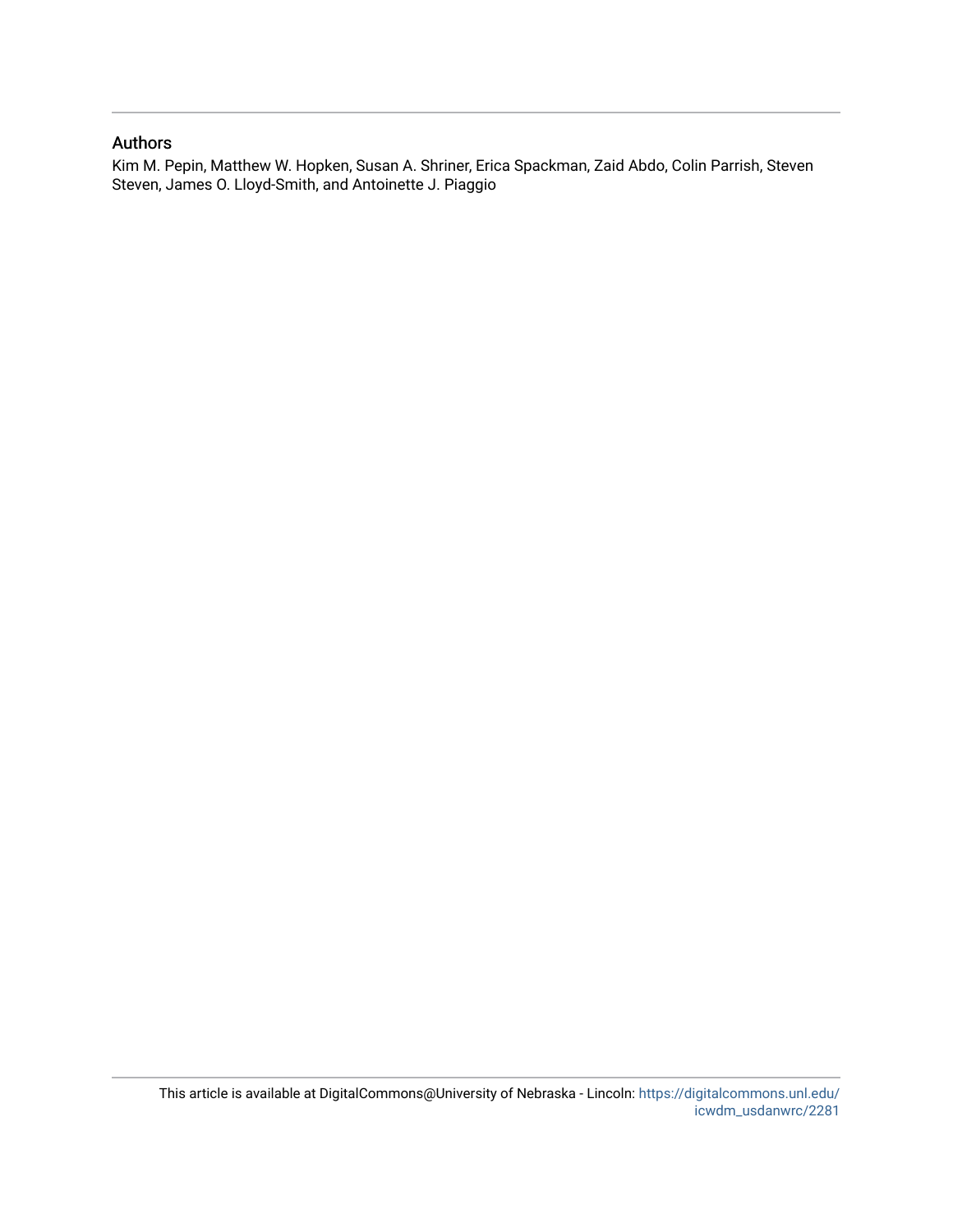## Authors

Kim M. Pepin, Matthew W. Hopken, Susan A. Shriner, Erica Spackman, Zaid Abdo, Colin Parrish, Steven Steven, James O. Lloyd-Smith, and Antoinette J. Piaggio

This article is available at DigitalCommons@University of Nebraska - Lincoln: https://digitalcommons.unl.edu/icwdm_usdanwrc/2281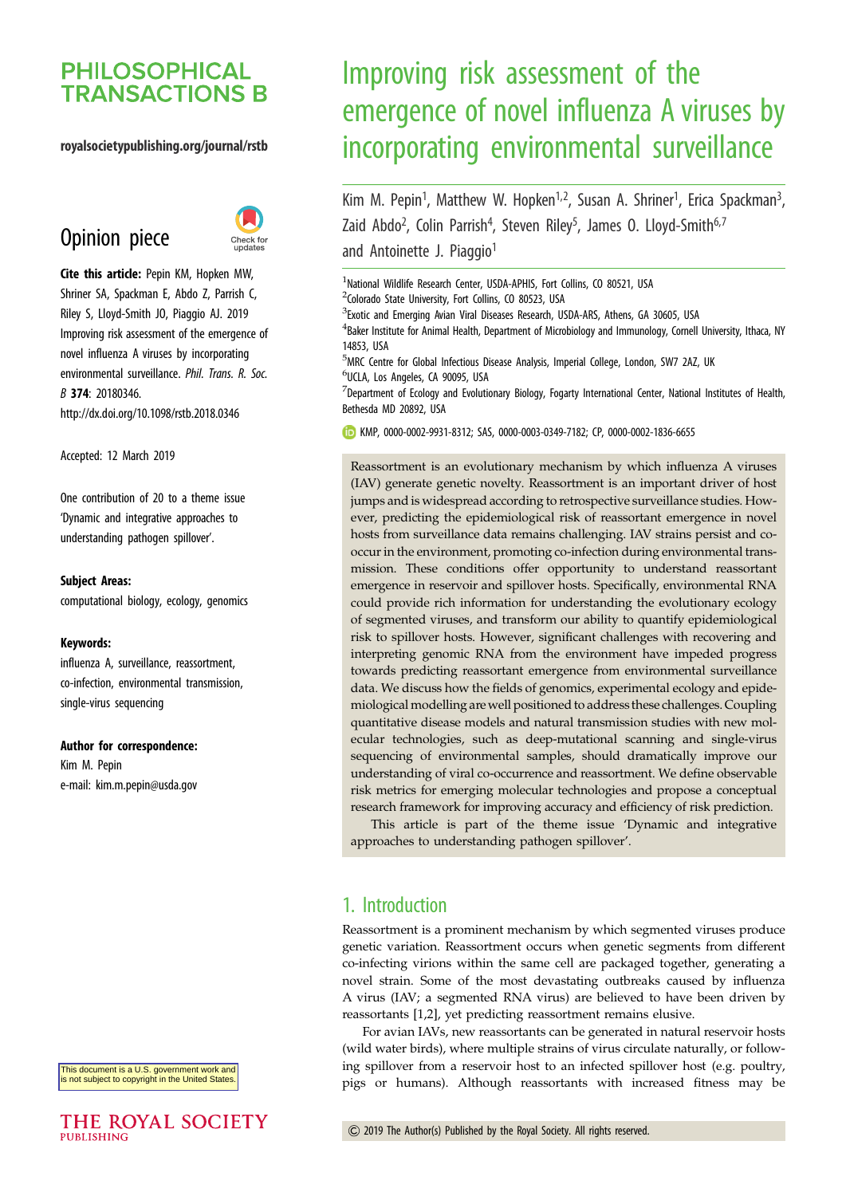# PHILOSOPHICAL TRANSACTIONS B

royalsocietypublishing.org/journal/rstb

## Opinion piece

**Cite this article:** Pepin KM, Hopken MW, Shriner SA, Spackman E, Abdo Z, Parrish C, Riley S, Lloyd-Smith JO, Piaggio AJ. 2019 Improving risk assessment of the emergence of novel influenza A viruses by incorporating environmental surveillance. *Phil. Trans. R. Soc. B* **374**: 20180346. http://dx.doi.org/10.1098/rstb.2018.0346

Accepted: 12 March 2019

One contribution of 20 to a theme issue 'Dynamic and integrative approaches to understanding pathogen spillover'.

**Subject Areas:**
computational biology, ecology, genomics

**Keywords:**
influenza A, surveillance, reassortment, co-infection, environmental transmission, single-virus sequencing

**Author for correspondence:**
Kim M. Pepin
e-mail: kim.m.pepin@usda.gov

This document is a U.S. government work and is not subject to copyright in the United States.

# Improving risk assessment of the emergence of novel influenza A viruses by incorporating environmental surveillance

Kim M. Pepin[1], Matthew W. Hopken[1,2], Susan A. Shriner[1], Erica Spackman[3], Zaid Abdo[2], Colin Parrish[4], Steven Riley[5], James O. Lloyd-Smith[6,7] and Antoinette J. Piaggio[1]

[1]National Wildlife Research Center, USDA-APHIS, Fort Collins, CO 80521, USA
[2]Colorado State University, Fort Collins, CO 80523, USA
[3]Exotic and Emerging Avian Viral Diseases Research, USDA-ARS, Athens, GA 30605, USA
[4]Baker Institute for Animal Health, Department of Microbiology and Immunology, Cornell University, Ithaca, NY 14853, USA
[5]MRC Centre for Global Infectious Disease Analysis, Imperial College, London, SW7 2AZ, UK
[6]UCLA, Los Angeles, CA 90095, USA
[7]Department of Ecology and Evolutionary Biology, Fogarty International Center, National Institutes of Health, Bethesda MD 20892, USA

KMP, 0000-0002-9931-8312; SAS, 0000-0003-0349-7182; CP, 0000-0002-1836-6655

Reassortment is an evolutionary mechanism by which influenza A viruses (IAV) generate genetic novelty. Reassortment is an important driver of host jumps and is widespread according to retrospective surveillance studies. However, predicting the epidemiological risk of reassortant emergence in novel hosts from surveillance data remains challenging. IAV strains persist and co-occur in the environment, promoting co-infection during environmental transmission. These conditions offer opportunity to understand reassortant emergence in reservoir and spillover hosts. Specifically, environmental RNA could provide rich information for understanding the evolutionary ecology of segmented viruses, and transform our ability to quantify epidemiological risk to spillover hosts. However, significant challenges with recovering and interpreting genomic RNA from the environment have impeded progress towards predicting reassortant emergence from environmental surveillance data. We discuss how the fields of genomics, experimental ecology and epidemiological modelling are well positioned to address these challenges. Coupling quantitative disease models and natural transmission studies with new molecular technologies, such as deep-mutational scanning and single-virus sequencing of environmental samples, should dramatically improve our understanding of viral co-occurrence and reassortment. We define observable risk metrics for emerging molecular technologies and propose a conceptual research framework for improving accuracy and efficiency of risk prediction.

This article is part of the theme issue 'Dynamic and integrative approaches to understanding pathogen spillover'.

## 1. Introduction

Reassortment is a prominent mechanism by which segmented viruses produce genetic variation. Reassortment occurs when genetic segments from different co-infecting virions within the same cell are packaged together, generating a novel strain. Some of the most devastating outbreaks caused by influenza A virus (IAV; a segmented RNA virus) are believed to have been driven by reassortants [1,2], yet predicting reassortment remains elusive.

For avian IAVs, new reassortants can be generated in natural reservoir hosts (wild water birds), where multiple strains of virus circulate naturally, or following spillover from a reservoir host to an infected spillover host (e.g. poultry, pigs or humans). Although reassortants with increased fitness may be

© 2019 The Author(s) Published by the Royal Society. All rights reserved.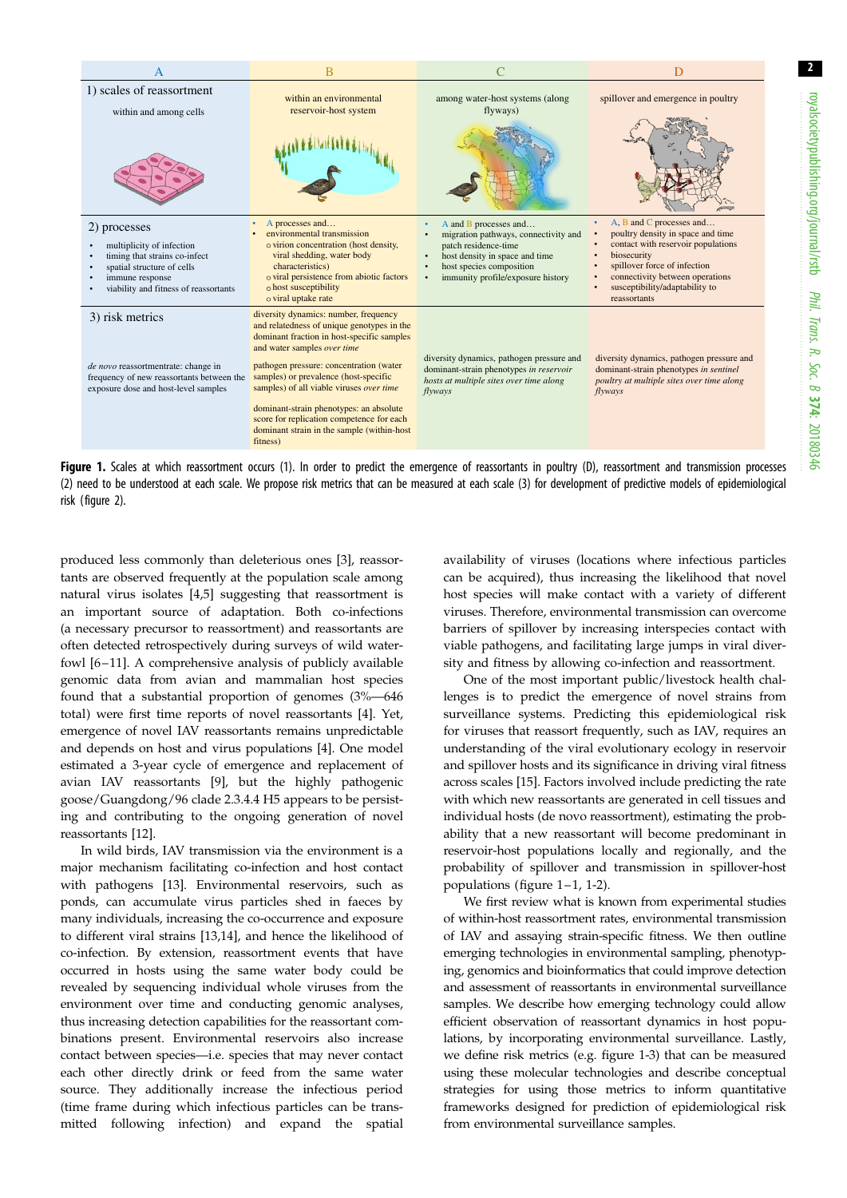| A | B | C | D |
|---|---|---|---|
| 1) scales of reassortment<br>within and among cells | within an environmental reservoir-host system | among water-host systems (along flyways) | spillover and emergence in poultry |
| 2) processes<br>• multiplicity of infection<br>• timing that strains co-infect<br>• spatial structure of cells<br>• immune response<br>• viability and fitness of reassortants | • A processes and…<br>• environmental transmission<br>o virion concentration (host density, viral shedding, water body characteristics)<br>o viral persistence from abiotic factors<br>o host susceptibility<br>o viral uptake rate | • A and B processes and…<br>• migration pathways, connectivity and patch residence-time<br>• host density in space and time<br>• host species composition<br>• immunity profile/exposure history | • A, B and C processes and…<br>• poultry density in space and time<br>• contact with reservoir populations<br>• biosecurity<br>• spillover force of infection<br>• connectivity between operations<br>• susceptibility/adaptability to reassortants |
| 3) risk metrics<br>*de novo* reassortmentrate: change in frequency of new reassortants between the exposure dose and host-level samples | diversity dynamics: number, frequency and relatedness of unique genotypes in the dominant fraction in host-specific samples and water samples *over time*<br>pathogen pressure: concentration (water samples) or prevalence (host-specific samples) of all viable viruses *over time*<br>dominant-strain phenotypes: an absolute score for replication competence for each dominant strain in the sample (within-host fitness) | diversity dynamics, pathogen pressure and dominant-strain phenotypes *in reservoir hosts at multiple sites over time along flyways* | diversity dynamics, pathogen pressure and dominant-strain phenotypes *in sentinel poultry at multiple sites over time along flyways* |

**Figure 1.** Scales at which reassortment occurs (1). In order to predict the emergence of reassortants in poultry (D), reassortment and transmission processes (2) need to be understood at each scale. We propose risk metrics that can be measured at each scale (3) for development of predictive models of epidemiological risk (figure 2).

produced less commonly than deleterious ones [3], reassortants are observed frequently at the population scale among natural virus isolates [4,5] suggesting that reassortment is an important source of adaptation. Both co-infections (a necessary precursor to reassortment) and reassortants are often detected retrospectively during surveys of wild waterfowl [6–11]. A comprehensive analysis of publicly available genomic data from avian and mammalian host species found that a substantial proportion of genomes (3%—646 total) were first time reports of novel reassortants [4]. Yet, emergence of novel IAV reassortants remains unpredictable and depends on host and virus populations [4]. One model estimated a 3-year cycle of emergence and replacement of avian IAV reassortants [9], but the highly pathogenic goose/Guangdong/96 clade 2.3.4.4 H5 appears to be persisting and contributing to the ongoing generation of novel reassortants [12].

In wild birds, IAV transmission via the environment is a major mechanism facilitating co-infection and host contact with pathogens [13]. Environmental reservoirs, such as ponds, can accumulate virus particles shed in faeces by many individuals, increasing the co-occurrence and exposure to different viral strains [13,14], and hence the likelihood of co-infection. By extension, reassortment events that have occurred in hosts using the same water body could be revealed by sequencing individual whole viruses from the environment over time and conducting genomic analyses, thus increasing detection capabilities for the reassortant combinations present. Environmental reservoirs also increase contact between species—i.e. species that may never contact each other directly drink or feed from the same water source. They additionally increase the infectious period (time frame during which infectious particles can be transmitted following infection) and expand the spatial availability of viruses (locations where infectious particles can be acquired), thus increasing the likelihood that novel host species will make contact with a variety of different viruses. Therefore, environmental transmission can overcome barriers of spillover by increasing interspecies contact with viable pathogens, and facilitating large jumps in viral diversity and fitness by allowing co-infection and reassortment.

One of the most important public/livestock health challenges is to predict the emergence of novel strains from surveillance systems. Predicting this epidemiological risk for viruses that reassort frequently, such as IAV, requires an understanding of the viral evolutionary ecology in reservoir and spillover hosts and its significance in driving viral fitness across scales [15]. Factors involved include predicting the rate with which new reassortants are generated in cell tissues and individual hosts (de novo reassortment), estimating the probability that a new reassortant will become predominant in reservoir-host populations locally and regionally, and the probability of spillover and transmission in spillover-host populations (figure 1–1, 1-2).

We first review what is known from experimental studies of within-host reassortment rates, environmental transmission of IAV and assaying strain-specific fitness. We then outline emerging technologies in environmental sampling, phenotyping, genomics and bioinformatics that could improve detection and assessment of reassortants in environmental surveillance samples. We describe how emerging technology could allow efficient observation of reassortant dynamics in host populations, by incorporating environmental surveillance. Lastly, we define risk metrics (e.g. figure 1-3) that can be measured using these molecular technologies and describe conceptual strategies for using those metrics to inform quantitative frameworks designed for prediction of epidemiological risk from environmental surveillance samples.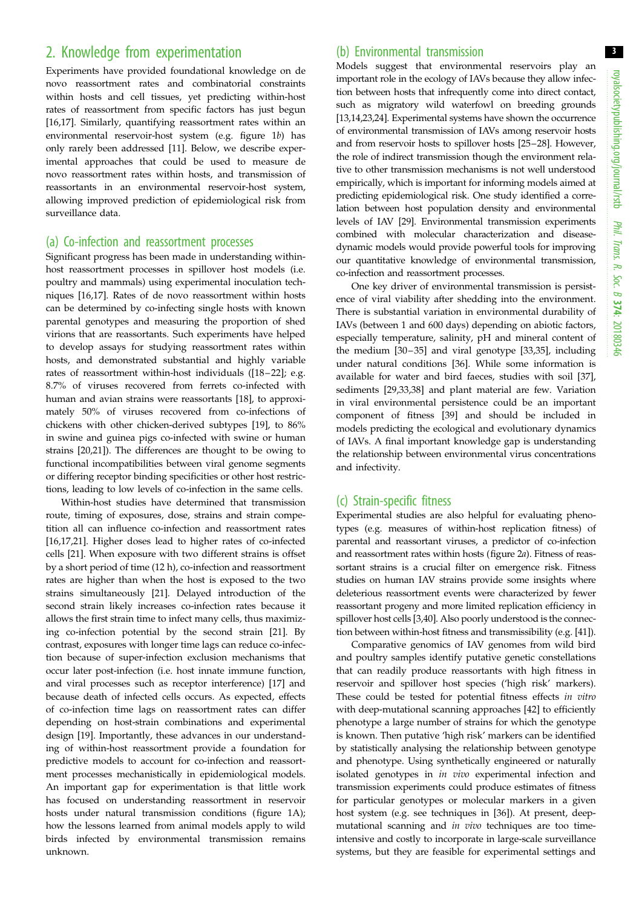## 2. Knowledge from experimentation

Experiments have provided foundational knowledge on de novo reassortment rates and combinatorial constraints within hosts and cell tissues, yet predicting within-host rates of reassortment from specific factors has just begun [16,17]. Similarly, quantifying reassortment rates within an environmental reservoir-host system (e.g. figure 1*b*) has only rarely been addressed [11]. Below, we describe experimental approaches that could be used to measure de novo reassortment rates within hosts, and transmission of reassortants in an environmental reservoir-host system, allowing improved prediction of epidemiological risk from surveillance data.

### (a) Co-infection and reassortment processes

Significant progress has been made in understanding within-host reassortment processes in spillover host models (i.e. poultry and mammals) using experimental inoculation techniques [16,17]. Rates of de novo reassortment within hosts can be determined by co-infecting single hosts with known parental genotypes and measuring the proportion of shed virions that are reassortants. Such experiments have helped to develop assays for studying reassortment rates within hosts, and demonstrated substantial and highly variable rates of reassortment within-host individuals ([18–22]; e.g. 8.7% of viruses recovered from ferrets co-infected with human and avian strains were reassortants [18], to approximately 50% of viruses recovered from co-infections of chickens with other chicken-derived subtypes [19], to 86% in swine and guinea pigs co-infected with swine or human strains [20,21]). The differences are thought to be owing to functional incompatibilities between viral genome segments or differing receptor binding specificities or other host restrictions, leading to low levels of co-infection in the same cells.

Within-host studies have determined that transmission route, timing of exposures, dose, strains and strain competition all can influence co-infection and reassortment rates [16,17,21]. Higher doses lead to higher rates of co-infected cells [21]. When exposure with two different strains is offset by a short period of time (12 h), co-infection and reassortment rates are higher than when the host is exposed to the two strains simultaneously [21]. Delayed introduction of the second strain likely increases co-infection rates because it allows the first strain time to infect many cells, thus maximizing co-infection potential by the second strain [21]. By contrast, exposures with longer time lags can reduce co-infection because of super-infection exclusion mechanisms that occur later post-infection (i.e. host innate immune function, and viral processes such as receptor interference) [17] and because death of infected cells occurs. As expected, effects of co-infection time lags on reassortment rates can differ depending on host-strain combinations and experimental design [19]. Importantly, these advances in our understanding of within-host reassortment provide a foundation for predictive models to account for co-infection and reassortment processes mechanistically in epidemiological models. An important gap for experimentation is that little work has focused on understanding reassortment in reservoir hosts under natural transmission conditions (figure 1A); how the lessons learned from animal models apply to wild birds infected by environmental transmission remains unknown.

### (b) Environmental transmission

Models suggest that environmental reservoirs play an important role in the ecology of IAVs because they allow infection between hosts that infrequently come into direct contact, such as migratory wild waterfowl on breeding grounds [13,14,23,24]. Experimental systems have shown the occurrence of environmental transmission of IAVs among reservoir hosts and from reservoir hosts to spillover hosts [25–28]. However, the role of indirect transmission though the environment relative to other transmission mechanisms is not well understood empirically, which is important for informing models aimed at predicting epidemiological risk. One study identified a correlation between host population density and environmental levels of IAV [29]. Environmental transmission experiments combined with molecular characterization and disease-dynamic models would provide powerful tools for improving our quantitative knowledge of environmental transmission, co-infection and reassortment processes.

One key driver of environmental transmission is persistence of viral viability after shedding into the environment. There is substantial variation in environmental durability of IAVs (between 1 and 600 days) depending on abiotic factors, especially temperature, salinity, pH and mineral content of the medium [30–35] and viral genotype [33,35], including under natural conditions [36]. While some information is available for water and bird faeces, studies with soil [37], sediments [29,33,38] and plant material are few. Variation in viral environmental persistence could be an important component of fitness [39] and should be included in models predicting the ecological and evolutionary dynamics of IAVs. A final important knowledge gap is understanding the relationship between environmental virus concentrations and infectivity.

### (c) Strain-specific fitness

Experimental studies are also helpful for evaluating phenotypes (e.g. measures of within-host replication fitness) of parental and reassortant viruses, a predictor of co-infection and reassortment rates within hosts (figure 2*a*). Fitness of reassortant strains is a crucial filter on emergence risk. Fitness studies on human IAV strains provide some insights where deleterious reassortment events were characterized by fewer reassortant progeny and more limited replication efficiency in spillover host cells [3,40]. Also poorly understood is the connection between within-host fitness and transmissibility (e.g. [41]).

Comparative genomics of IAV genomes from wild bird and poultry samples identify putative genetic constellations that can readily produce reassortants with high fitness in reservoir and spillover host species ('high risk' markers). These could be tested for potential fitness effects *in vitro* with deep-mutational scanning approaches [42] to efficiently phenotype a large number of strains for which the genotype is known. Then putative 'high risk' markers can be identified by statistically analysing the relationship between genotype and phenotype. Using synthetically engineered or naturally isolated genotypes in *in vivo* experimental infection and transmission experiments could produce estimates of fitness for particular genotypes or molecular markers in a given host system (e.g. see techniques in [36]). At present, deep-mutational scanning and *in vivo* techniques are too time-intensive and costly to incorporate in large-scale surveillance systems, but they are feasible for experimental settings and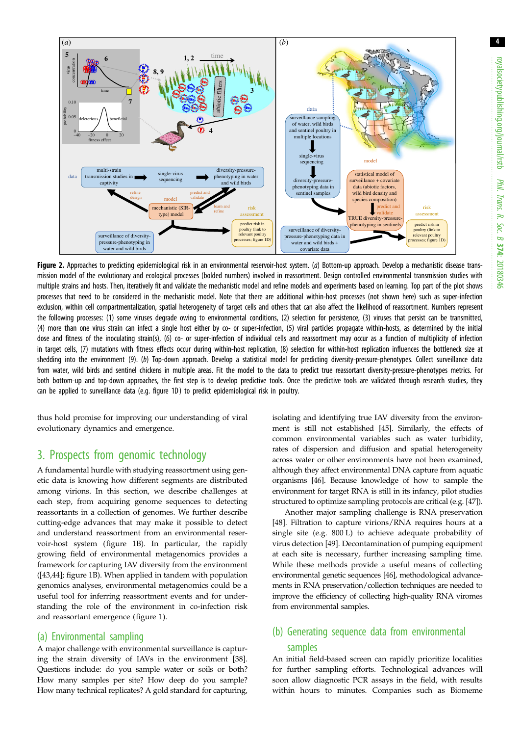**Figure 2.** Approaches to predicting epidemiological risk in an environmental reservoir-host system. (*a*) Bottom-up approach. Develop a mechanistic disease transmission model of the evolutionary and ecological processes (bolded numbers) involved in reassortment. Design controlled environmental transmission studies with multiple strains and hosts. Then, iteratively fit and validate the mechanistic model and refine models and experiments based on learning. Top part of the plot shows processes that need to be considered in the mechanistic model. Note that there are additional within-host processes (not shown here) such as super-infection exclusion, within cell compartmentalization, spatial heterogeneity of target cells and others that can also affect the likelihood of reassortment. Numbers represent the following processes: (1) some viruses degrade owing to environmental conditions, (2) selection for persistence, (3) viruses that persist can be transmitted, (4) more than one virus strain can infect a single host either by co- or super-infection, (5) viral particles propagate within-hosts, as determined by the initial dose and fitness of the inoculating strain(s), (6) co- or super-infection of individual cells and reassortment may occur as a function of multiplicity of infection in target cells, (7) mutations with fitness effects occur during within-host replication, (8) selection for within-host replication influences the bottleneck size at shedding into the environment (9). (*b*) Top-down approach. Develop a statistical model for predicting diversity-pressure-phenotypes. Collect surveillance data from water, wild birds and sentinel chickens in multiple areas. Fit the model to the data to predict true reassortant diversity-pressure-phenotypes metrics. For both bottom-up and top-down approaches, the first step is to develop predictive tools. Once the predictive tools are validated through research studies, they can be applied to surveillance data (e.g. figure 1D) to predict epidemiological risk in poultry.

thus hold promise for improving our understanding of viral evolutionary dynamics and emergence.

## 3. Prospects from genomic technology

A fundamental hurdle with studying reassortment using genetic data is knowing how different segments are distributed among virions. In this section, we describe challenges at each step, from acquiring genome sequences to detecting reassortants in a collection of genomes. We further describe cutting-edge advances that may make it possible to detect and understand reassortment from an environmental reservoir-host system (figure 1B). In particular, the rapidly growing field of environmental metagenomics provides a framework for capturing IAV diversity from the environment ([43,44]; figure 1B). When applied in tandem with population genomics analyses, environmental metagenomics could be a useful tool for inferring reassortment events and for understanding the role of the environment in co-infection risk and reassortant emergence (figure 1).

### (a) Environmental sampling

A major challenge with environmental surveillance is capturing the strain diversity of IAVs in the environment [38]. Questions include: do you sample water or soils or both? How many samples per site? How deep do you sample? How many technical replicates? A gold standard for capturing, isolating and identifying true IAV diversity from the environment is still not established [45]. Similarly, the effects of common environmental variables such as water turbidity, rates of dispersion and diffusion and spatial heterogeneity across water or other environments have not been examined, although they affect environmental DNA capture from aquatic organisms [46]. Because knowledge of how to sample the environment for target RNA is still in its infancy, pilot studies structured to optimize sampling protocols are critical (e.g. [47]).

Another major sampling challenge is RNA preservation [48]. Filtration to capture virions/RNA requires hours at a single site (e.g. 800 L) to achieve adequate probability of virus detection [49]. Decontamination of pumping equipment at each site is necessary, further increasing sampling time. While these methods provide a useful means of collecting environmental genetic sequences [46], methodological advancements in RNA preservation/collection techniques are needed to improve the efficiency of collecting high-quality RNA viromes from environmental samples.

### (b) Generating sequence data from environmental samples

An initial field-based screen can rapidly prioritize localities for further sampling efforts. Technological advances will soon allow diagnostic PCR assays in the field, with results within hours to minutes. Companies such as Biomeme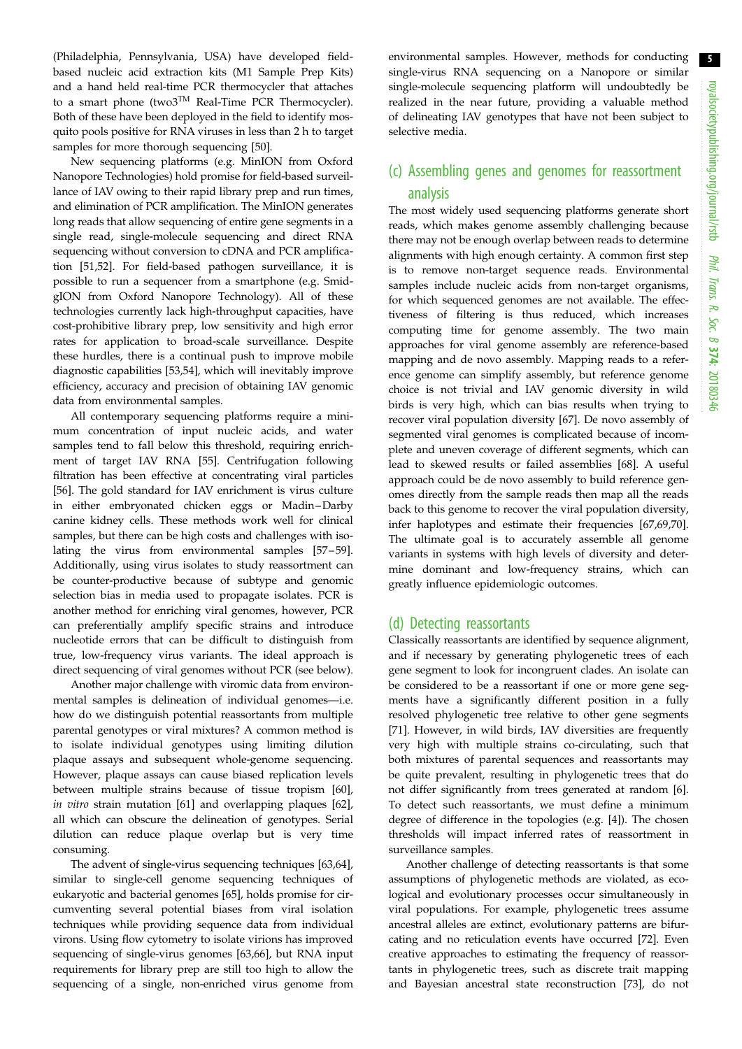(Philadelphia, Pennsylvania, USA) have developed field-based nucleic acid extraction kits (M1 Sample Prep Kits) and a hand held real-time PCR thermocycler that attaches to a smart phone (two3™ Real-Time PCR Thermocycler). Both of these have been deployed in the field to identify mosquito pools positive for RNA viruses in less than 2 h to target samples for more thorough sequencing [50].

New sequencing platforms (e.g. MinION from Oxford Nanopore Technologies) hold promise for field-based surveillance of IAV owing to their rapid library prep and run times, and elimination of PCR amplification. The MinION generates long reads that allow sequencing of entire gene segments in a single read, single-molecule sequencing and direct RNA sequencing without conversion to cDNA and PCR amplification [51,52]. For field-based pathogen surveillance, it is possible to run a sequencer from a smartphone (e.g. SmidgION from Oxford Nanopore Technology). All of these technologies currently lack high-throughput capacities, have cost-prohibitive library prep, low sensitivity and high error rates for application to broad-scale surveillance. Despite these hurdles, there is a continual push to improve mobile diagnostic capabilities [53,54], which will inevitably improve efficiency, accuracy and precision of obtaining IAV genomic data from environmental samples.

All contemporary sequencing platforms require a minimum concentration of input nucleic acids, and water samples tend to fall below this threshold, requiring enrichment of target IAV RNA [55]. Centrifugation following filtration has been effective at concentrating viral particles [56]. The gold standard for IAV enrichment is virus culture in either embryonated chicken eggs or Madin–Darby canine kidney cells. These methods work well for clinical samples, but there can be high costs and challenges with isolating the virus from environmental samples [57–59]. Additionally, using virus isolates to study reassortment can be counter-productive because of subtype and genomic selection bias in media used to propagate isolates. PCR is another method for enriching viral genomes, however, PCR can preferentially amplify specific strains and introduce nucleotide errors that can be difficult to distinguish from true, low-frequency virus variants. The ideal approach is direct sequencing of viral genomes without PCR (see below).

Another major challenge with viromic data from environmental samples is delineation of individual genomes—i.e. how do we distinguish potential reassortants from multiple parental genotypes or viral mixtures? A common method is to isolate individual genotypes using limiting dilution plaque assays and subsequent whole-genome sequencing. However, plaque assays can cause biased replication levels between multiple strains because of tissue tropism [60], *in vitro* strain mutation [61] and overlapping plaques [62], all which can obscure the delineation of genotypes. Serial dilution can reduce plaque overlap but is very time consuming.

The advent of single-virus sequencing techniques [63,64], similar to single-cell genome sequencing techniques of eukaryotic and bacterial genomes [65], holds promise for circumventing several potential biases from viral isolation techniques while providing sequence data from individual virons. Using flow cytometry to isolate virions has improved sequencing of single-virus genomes [63,66], but RNA input requirements for library prep are still too high to allow the sequencing of a single, non-enriched virus genome from environmental samples. However, methods for conducting single-virus RNA sequencing on a Nanopore or similar single-molecule sequencing platform will undoubtedly be realized in the near future, providing a valuable method of delineating IAV genotypes that have not been subject to selective media.

## (c) Assembling genes and genomes for reassortment analysis

The most widely used sequencing platforms generate short reads, which makes genome assembly challenging because there may not be enough overlap between reads to determine alignments with high enough certainty. A common first step is to remove non-target sequence reads. Environmental samples include nucleic acids from non-target organisms, for which sequenced genomes are not available. The effectiveness of filtering is thus reduced, which increases computing time for genome assembly. The two main approaches for viral genome assembly are reference-based mapping and de novo assembly. Mapping reads to a reference genome can simplify assembly, but reference genome choice is not trivial and IAV genomic diversity in wild birds is very high, which can bias results when trying to recover viral population diversity [67]. De novo assembly of segmented viral genomes is complicated because of incomplete and uneven coverage of different segments, which can lead to skewed results or failed assemblies [68]. A useful approach could be de novo assembly to build reference genomes directly from the sample reads then map all the reads back to this genome to recover the viral population diversity, infer haplotypes and estimate their frequencies [67,69,70]. The ultimate goal is to accurately assemble all genome variants in systems with high levels of diversity and determine dominant and low-frequency strains, which can greatly influence epidemiologic outcomes.

## (d) Detecting reassortants

Classically reassortants are identified by sequence alignment, and if necessary by generating phylogenetic trees of each gene segment to look for incongruent clades. An isolate can be considered to be a reassortant if one or more gene segments have a significantly different position in a fully resolved phylogenetic tree relative to other gene segments [71]. However, in wild birds, IAV diversities are frequently very high with multiple strains co-circulating, such that both mixtures of parental sequences and reassortants may be quite prevalent, resulting in phylogenetic trees that do not differ significantly from trees generated at random [6]. To detect such reassortants, we must define a minimum degree of difference in the topologies (e.g. [4]). The chosen thresholds will impact inferred rates of reassortment in surveillance samples.

Another challenge of detecting reassortants is that some assumptions of phylogenetic methods are violated, as ecological and evolutionary processes occur simultaneously in viral populations. For example, phylogenetic trees assume ancestral alleles are extinct, evolutionary patterns are bifurcating and no reticulation events have occurred [72]. Even creative approaches to estimating the frequency of reassortants in phylogenetic trees, such as discrete trait mapping and Bayesian ancestral state reconstruction [73], do not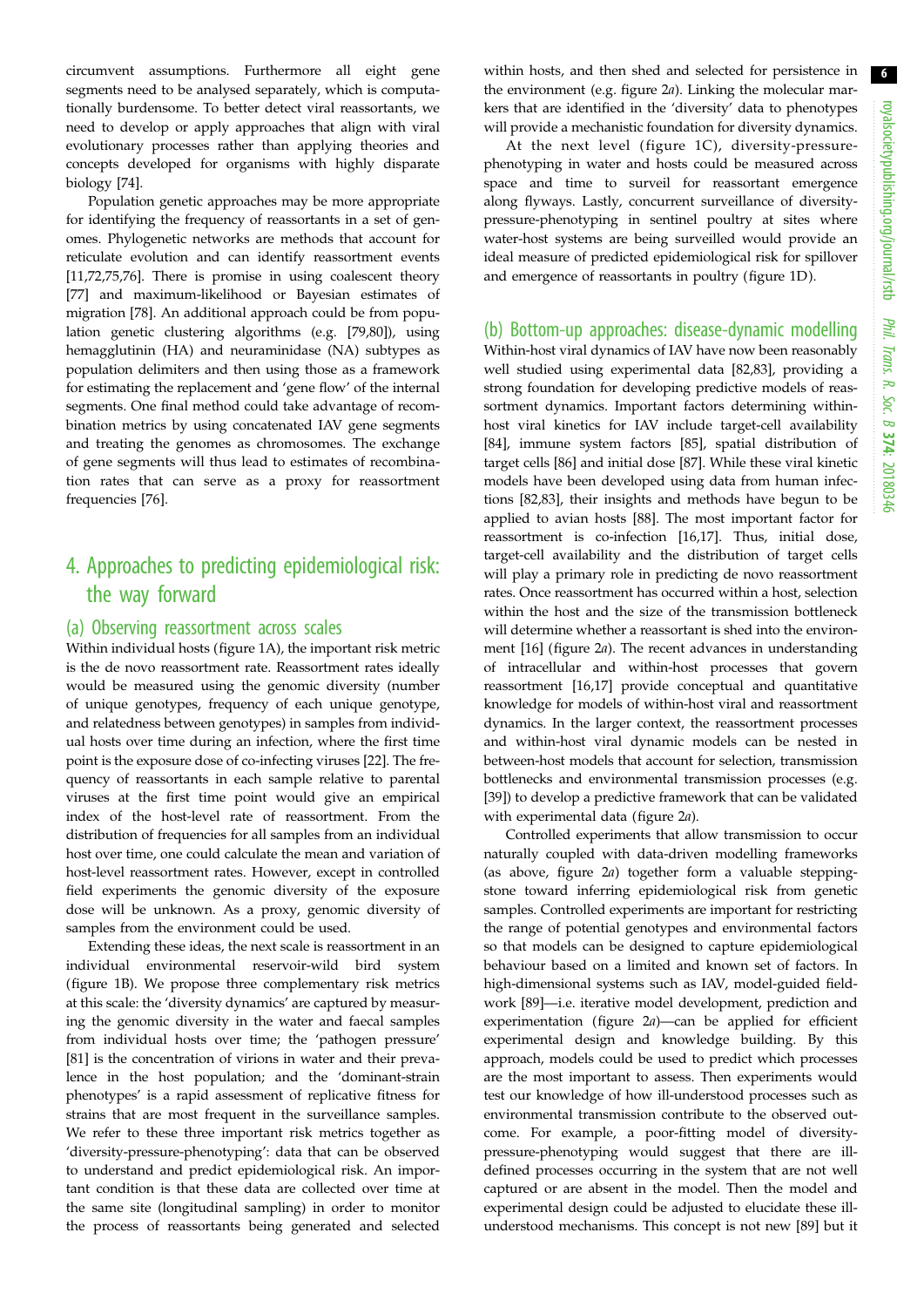circumvent assumptions. Furthermore all eight gene segments need to be analysed separately, which is computationally burdensome. To better detect viral reassortants, we need to develop or apply approaches that align with viral evolutionary processes rather than applying theories and concepts developed for organisms with highly disparate biology [74].

Population genetic approaches may be more appropriate for identifying the frequency of reassortants in a set of genomes. Phylogenetic networks are methods that account for reticulate evolution and can identify reassortment events [11,72,75,76]. There is promise in using coalescent theory [77] and maximum-likelihood or Bayesian estimates of migration [78]. An additional approach could be from population genetic clustering algorithms (e.g. [79,80]), using hemagglutinin (HA) and neuraminidase (NA) subtypes as population delimiters and then using those as a framework for estimating the replacement and 'gene flow' of the internal segments. One final method could take advantage of recombination metrics by using concatenated IAV gene segments and treating the genomes as chromosomes. The exchange of gene segments will thus lead to estimates of recombination rates that can serve as a proxy for reassortment frequencies [76].

## 4. Approaches to predicting epidemiological risk: the way forward

### (a) Observing reassortment across scales

Within individual hosts (figure 1A), the important risk metric is the de novo reassortment rate. Reassortment rates ideally would be measured using the genomic diversity (number of unique genotypes, frequency of each unique genotype, and relatedness between genotypes) in samples from individual hosts over time during an infection, where the first time point is the exposure dose of co-infecting viruses [22]. The frequency of reassortants in each sample relative to parental viruses at the first time point would give an empirical index of the host-level rate of reassortment. From the distribution of frequencies for all samples from an individual host over time, one could calculate the mean and variation of host-level reassortment rates. However, except in controlled field experiments the genomic diversity of the exposure dose will be unknown. As a proxy, genomic diversity of samples from the environment could be used.

Extending these ideas, the next scale is reassortment in an individual environmental reservoir-wild bird system (figure 1B). We propose three complementary risk metrics at this scale: the 'diversity dynamics' are captured by measuring the genomic diversity in the water and faecal samples from individual hosts over time; the 'pathogen pressure' [81] is the concentration of virions in water and their prevalence in the host population; and the 'dominant-strain phenotypes' is a rapid assessment of replicative fitness for strains that are most frequent in the surveillance samples. We refer to these three important risk metrics together as 'diversity-pressure-phenotyping': data that can be observed to understand and predict epidemiological risk. An important condition is that these data are collected over time at the same site (longitudinal sampling) in order to monitor the process of reassortants being generated and selected within hosts, and then shed and selected for persistence in the environment (e.g. figure 2*a*). Linking the molecular markers that are identified in the 'diversity' data to phenotypes will provide a mechanistic foundation for diversity dynamics.

At the next level (figure 1C), diversity-pressure-phenotyping in water and hosts could be measured across space and time to surveil for reassortant emergence along flyways. Lastly, concurrent surveillance of diversity-pressure-phenotyping in sentinel poultry at sites where water-host systems are being surveilled would provide an ideal measure of predicted epidemiological risk for spillover and emergence of reassortants in poultry (figure 1D).

### (b) Bottom-up approaches: disease-dynamic modelling

Within-host viral dynamics of IAV have now been reasonably well studied using experimental data [82,83], providing a strong foundation for developing predictive models of reassortment dynamics. Important factors determining within-host viral kinetics for IAV include target-cell availability [84], immune system factors [85], spatial distribution of target cells [86] and initial dose [87]. While these viral kinetic models have been developed using data from human infections [82,83], their insights and methods have begun to be applied to avian hosts [88]. The most important factor for reassortment is co-infection [16,17]. Thus, initial dose, target-cell availability and the distribution of target cells will play a primary role in predicting de novo reassortment rates. Once reassortment has occurred within a host, selection within the host and the size of the transmission bottleneck will determine whether a reassortant is shed into the environment [16] (figure 2*a*). The recent advances in understanding of intracellular and within-host processes that govern reassortment [16,17] provide conceptual and quantitative knowledge for models of within-host viral and reassortment dynamics. In the larger context, the reassortment processes and within-host viral dynamic models can be nested in between-host models that account for selection, transmission bottlenecks and environmental transmission processes (e.g. [39]) to develop a predictive framework that can be validated with experimental data (figure 2*a*).

Controlled experiments that allow transmission to occur naturally coupled with data-driven modelling frameworks (as above, figure 2*a*) together form a valuable stepping-stone toward inferring epidemiological risk from genetic samples. Controlled experiments are important for restricting the range of potential genotypes and environmental factors so that models can be designed to capture epidemiological behaviour based on a limited and known set of factors. In high-dimensional systems such as IAV, model-guided fieldwork [89]—i.e. iterative model development, prediction and experimentation (figure 2*a*)—can be applied for efficient experimental design and knowledge building. By this approach, models could be used to predict which processes are the most important to assess. Then experiments would test our knowledge of how ill-understood processes such as environmental transmission contribute to the observed outcome. For example, a poor-fitting model of diversity-pressure-phenotyping would suggest that there are ill-defined processes occurring in the system that are not well captured or are absent in the model. Then the model and experimental design could be adjusted to elucidate these ill-understood mechanisms. This concept is not new [89] but it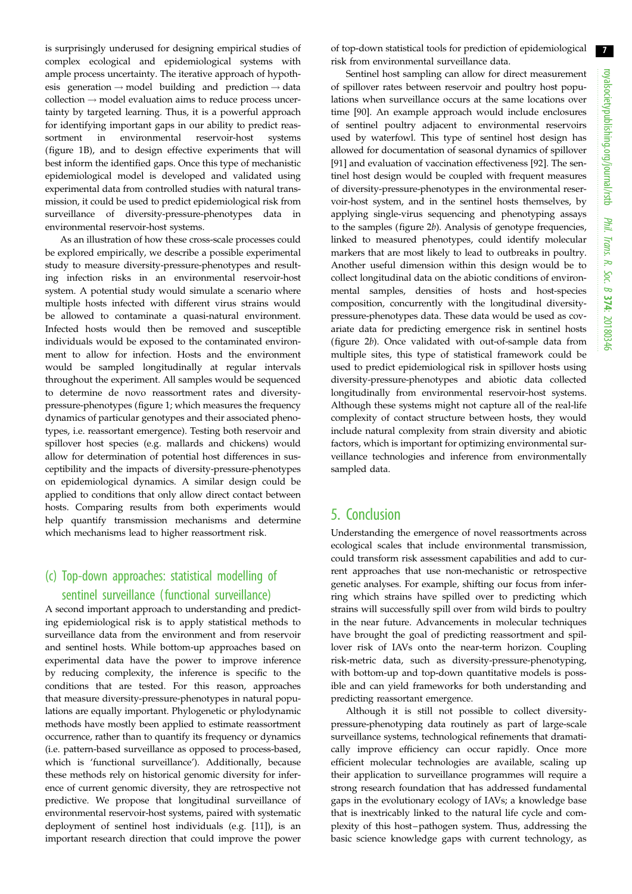is surprisingly underused for designing empirical studies of complex ecological and epidemiological systems with ample process uncertainty. The iterative approach of hypothesis generation → model building and prediction → data collection → model evaluation aims to reduce process uncertainty by targeted learning. Thus, it is a powerful approach for identifying important gaps in our ability to predict reassortment in environmental reservoir-host systems (figure 1B), and to design effective experiments that will best inform the identified gaps. Once this type of mechanistic epidemiological model is developed and validated using experimental data from controlled studies with natural transmission, it could be used to predict epidemiological risk from surveillance of diversity-pressure-phenotypes data in environmental reservoir-host systems.

As an illustration of how these cross-scale processes could be explored empirically, we describe a possible experimental study to measure diversity-pressure-phenotypes and resulting infection risks in an environmental reservoir-host system. A potential study would simulate a scenario where multiple hosts infected with different virus strains would be allowed to contaminate a quasi-natural environment. Infected hosts would then be removed and susceptible individuals would be exposed to the contaminated environment to allow for infection. Hosts and the environment would be sampled longitudinally at regular intervals throughout the experiment. All samples would be sequenced to determine de novo reassortment rates and diversity-pressure-phenotypes (figure 1; which measures the frequency dynamics of particular genotypes and their associated phenotypes, i.e. reassortant emergence). Testing both reservoir and spillover host species (e.g. mallards and chickens) would allow for determination of potential host differences in susceptibility and the impacts of diversity-pressure-phenotypes on epidemiological dynamics. A similar design could be applied to conditions that only allow direct contact between hosts. Comparing results from both experiments would help quantify transmission mechanisms and determine which mechanisms lead to higher reassortment risk.

### (c) Top-down approaches: statistical modelling of sentinel surveillance (functional surveillance)

A second important approach to understanding and predicting epidemiological risk is to apply statistical methods to surveillance data from the environment and from reservoir and sentinel hosts. While bottom-up approaches based on experimental data have the power to improve inference by reducing complexity, the inference is specific to the conditions that are tested. For this reason, approaches that measure diversity-pressure-phenotypes in natural populations are equally important. Phylogenetic or phylodynamic methods have mostly been applied to estimate reassortment occurrence, rather than to quantify its frequency or dynamics (i.e. pattern-based surveillance as opposed to process-based, which is 'functional surveillance'). Additionally, because these methods rely on historical genomic diversity for inference of current genomic diversity, they are retrospective not predictive. We propose that longitudinal surveillance of environmental reservoir-host systems, paired with systematic deployment of sentinel host individuals (e.g. [11]), is an important research direction that could improve the power of top-down statistical tools for prediction of epidemiological risk from environmental surveillance data.

Sentinel host sampling can allow for direct measurement of spillover rates between reservoir and poultry host populations when surveillance occurs at the same locations over time [90]. An example approach would include enclosures of sentinel poultry adjacent to environmental reservoirs used by waterfowl. This type of sentinel host design has allowed for documentation of seasonal dynamics of spillover [91] and evaluation of vaccination effectiveness [92]. The sentinel host design would be coupled with frequent measures of diversity-pressure-phenotypes in the environmental reservoir-host system, and in the sentinel hosts themselves, by applying single-virus sequencing and phenotyping assays to the samples (figure 2*b*). Analysis of genotype frequencies, linked to measured phenotypes, could identify molecular markers that are most likely to lead to outbreaks in poultry. Another useful dimension within this design would be to collect longitudinal data on the abiotic conditions of environmental samples, densities of hosts and host-species composition, concurrently with the longitudinal diversity-pressure-phenotypes data. These data would be used as covariate data for predicting emergence risk in sentinel hosts (figure 2*b*). Once validated with out-of-sample data from multiple sites, this type of statistical framework could be used to predict epidemiological risk in spillover hosts using diversity-pressure-phenotypes and abiotic data collected longitudinally from environmental reservoir-host systems. Although these systems might not capture all of the real-life complexity of contact structure between hosts, they would include natural complexity from strain diversity and abiotic factors, which is important for optimizing environmental surveillance technologies and inference from environmentally sampled data.

## 5. Conclusion

Understanding the emergence of novel reassortments across ecological scales that include environmental transmission, could transform risk assessment capabilities and add to current approaches that use non-mechanistic or retrospective genetic analyses. For example, shifting our focus from inferring which strains have spilled over to predicting which strains will successfully spill over from wild birds to poultry in the near future. Advancements in molecular techniques have brought the goal of predicting reassortment and spillover risk of IAVs onto the near-term horizon. Coupling risk-metric data, such as diversity-pressure-phenotyping, with bottom-up and top-down quantitative models is possible and can yield frameworks for both understanding and predicting reassortant emergence.

Although it is still not possible to collect diversity-pressure-phenotyping data routinely as part of large-scale surveillance systems, technological refinements that dramatically improve efficiency can occur rapidly. Once more efficient molecular technologies are available, scaling up their application to surveillance programmes will require a strong research foundation that has addressed fundamental gaps in the evolutionary ecology of IAVs; a knowledge base that is inextricably linked to the natural life cycle and complexity of this host–pathogen system. Thus, addressing the basic science knowledge gaps with current technology, as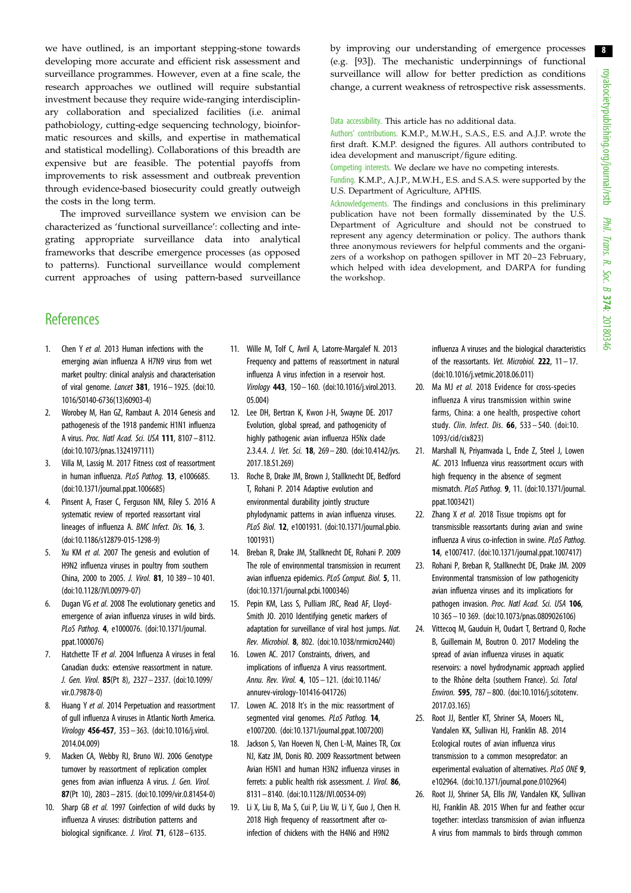we have outlined, is an important stepping-stone towards developing more accurate and efficient risk assessment and surveillance programmes. However, even at a fine scale, the research approaches we outlined will require substantial investment because they require wide-ranging interdisciplinary collaboration and specialized facilities (i.e. animal pathobiology, cutting-edge sequencing technology, bioinformatic resources and skills, and expertise in mathematical and statistical modelling). Collaborations of this breadth are expensive but are feasible. The potential payoffs from improvements to risk assessment and outbreak prevention through evidence-based biosecurity could greatly outweigh the costs in the long term.

The improved surveillance system we envision can be characterized as 'functional surveillance': collecting and integrating appropriate surveillance data into analytical frameworks that describe emergence processes (as opposed to patterns). Functional surveillance would complement current approaches of using pattern-based surveillance by improving our understanding of emergence processes (e.g. [93]). The mechanistic underpinnings of functional surveillance will allow for better prediction as conditions change, a current weakness of retrospective risk assessments.

Data accessibility. This article has no additional data.

Authors' contributions. K.M.P., M.W.H., S.A.S., E.S. and A.J.P. wrote the first draft. K.M.P. designed the figures. All authors contributed to idea development and manuscript/figure editing.

Competing interests. We declare we have no competing interests.

Funding. K.M.P., A.J.P., M.W.H., E.S. and S.A.S. were supported by the U.S. Department of Agriculture, APHIS.

Acknowledgements. The findings and conclusions in this preliminary publication have not been formally disseminated by the U.S. Department of Agriculture and should not be construed to represent any agency determination or policy. The authors thank three anonymous reviewers for helpful comments and the organizers of a workshop on pathogen spillover in MT 20–23 February, which helped with idea development, and DARPA for funding the workshop.

## References

1. Chen Y *et al.* 2013 Human infections with the emerging avian influenza A H7N9 virus from wet market poultry: clinical analysis and characterisation of viral genome. *Lancet* **381**, 1916–1925. (doi:10.1016/S0140-6736(13)60903-4)
2. Worobey M, Han GZ, Rambaut A. 2014 Genesis and pathogenesis of the 1918 pandemic H1N1 influenza A virus. *Proc. Natl Acad. Sci. USA* **111**, 8107–8112. (doi:10.1073/pnas.1324197111)
3. Villa M, Lassig M. 2017 Fitness cost of reassortment in human influenza. *PLoS Pathog.* **13**, e1006685. (doi:10.1371/journal.ppat.1006685)
4. Pinsent A, Fraser C, Ferguson NM, Riley S. 2016 A systematic review of reported reassortant viral lineages of influenza A. *BMC Infect. Dis.* **16**, 3. (doi:10.1186/s12879-015-1298-9)
5. Xu KM *et al.* 2007 The genesis and evolution of H9N2 influenza viruses in poultry from southern China, 2000 to 2005. *J. Virol.* **81**, 10 389–10 401. (doi:10.1128/JVI.00979-07)
6. Dugan VG *et al.* 2008 The evolutionary genetics and emergence of avian influenza viruses in wild birds. *PLoS Pathog.* **4**, e1000076. (doi:10.1371/journal.ppat.1000076)
7. Hatchette TF *et al.* 2004 Influenza A viruses in feral Canadian ducks: extensive reassortment in nature. *J. Gen. Virol.* **85**(Pt 8), 2327–2337. (doi:10.1099/vir.0.79878-0)
8. Huang Y *et al.* 2014 Perpetuation and reassortment of gull influenza A viruses in Atlantic North America. *Virology* **456-457**, 353–363. (doi:10.1016/j.virol.2014.04.009)
9. Macken CA, Webby RJ, Bruno WJ. 2006 Genotype turnover by reassortment of replication complex genes from avian influenza A virus. *J. Gen. Virol.* **87**(Pt 10), 2803–2815. (doi:10.1099/vir.0.81454-0)
10. Sharp GB *et al.* 1997 Coinfection of wild ducks by influenza A viruses: distribution patterns and biological significance. *J. Virol.* **71**, 6128–6135.
11. Wille M, Tolf C, Avril A, Latorre-Margalef N. 2013 Frequency and patterns of reassortment in natural influenza A virus infection in a reservoir host. *Virology* **443**, 150–160. (doi:10.1016/j.virol.2013.05.004)
12. Lee DH, Bertran K, Kwon J-H, Swayne DE. 2017 Evolution, global spread, and pathogenicity of highly pathogenic avian influenza H5Nx clade 2.3.4.4. *J. Vet. Sci.* **18**, 269–280. (doi:10.4142/jvs.2017.18.S1.269)
13. Roche B, Drake JM, Brown J, Stallknecht DE, Bedford T, Rohani P. 2014 Adaptive evolution and environmental durability jointly structure phylodynamic patterns in avian influenza viruses. *PLoS Biol.* **12**, e1001931. (doi:10.1371/journal.pbio.1001931)
14. Breban R, Drake JM, Stallknecht DE, Rohani P. 2009 The role of environmental transmission in recurrent avian influenza epidemics. *PLoS Comput. Biol.* **5**, 11. (doi:10.1371/journal.pcbi.1000346)
15. Pepin KM, Lass S, Pulliam JRC, Read AF, Lloyd-Smith JO. 2010 Identifying genetic markers of adaptation for surveillance of viral host jumps. *Nat. Rev. Microbiol.* **8**, 802. (doi:10.1038/nrmicro2440)
16. Lowen AC. 2017 Constraints, drivers, and implications of influenza A virus reassortment. *Annu. Rev. Virol.* **4**, 105–121. (doi:10.1146/annurev-virology-101416-041726)
17. Lowen AC. 2018 It's in the mix: reassortment of segmented viral genomes. *PLoS Pathog.* **14**, e1007200. (doi:10.1371/journal.ppat.1007200)
18. Jackson S, Van Hoeven N, Chen L-M, Maines TR, Cox NJ, Katz JM, Donis RO. 2009 Reassortment between Avian H5N1 and human H3N2 influenza viruses in ferrets: a public health risk assessment. *J. Virol.* **86**, 8131–8140. (doi:10.1128/JVI.00534-09)
19. Li X, Liu B, Ma S, Cui P, Liu W, Li Y, Guo J, Chen H. 2018 High frequency of reassortment after co-infection of chickens with the H4N6 and H9N2 influenza A viruses and the biological characteristics of the reassortants. *Vet. Microbiol.* **222**, 11–17. (doi:10.1016/j.vetmic.2018.06.011)
20. Ma MJ *et al.* 2018 Evidence for cross-species influenza A virus transmission within swine farms, China: a one health, prospective cohort study. *Clin. Infect. Dis.* **66**, 533–540. (doi:10.1093/cid/cix823)
21. Marshall N, Priyamvada L, Ende Z, Steel J, Lowen AC. 2013 Influenza virus reassortment occurs with high frequency in the absence of segment mismatch. *PLoS Pathog.* **9**, 11. (doi:10.1371/journal.ppat.1003421)
22. Zhang X *et al.* 2018 Tissue tropisms opt for transmissible reassortants during avian and swine influenza A virus co-infection in swine. *PLoS Pathog.* **14**, e1007417. (doi:10.1371/journal.ppat.1007417)
23. Rohani P, Breban R, Stallknecht DE, Drake JM. 2009 Environmental transmission of low pathogenicity avian influenza viruses and its implications for pathogen invasion. *Proc. Natl Acad. Sci. USA* **106**, 10 365–10 369. (doi:10.1073/pnas.0809026106)
24. Vittecoq M, Gauduin H, Oudart T, Bertrand O, Roche B, Guillemain M, Boutron O. 2017 Modeling the spread of avian influenza viruses in aquatic reservoirs: a novel hydrodynamic approach applied to the Rhône delta (southern France). *Sci. Total Environ.* **595**, 787–800. (doi:10.1016/j.scitotenv.2017.03.165)
25. Root JJ, Bentler KT, Shriner SA, Mooers NL, Vandalen KK, Sullivan HJ, Franklin AB. 2014 Ecological routes of avian influenza virus transmission to a common mesopredator: an experimental evaluation of alternatives. *PLoS ONE* **9**, e102964. (doi:10.1371/journal.pone.0102964)
26. Root JJ, Shriner SA, Ellis JW, Vandalen KK, Sullivan HJ, Franklin AB. 2015 When fur and feather occur together: interclass transmission of avian influenza A virus from mammals to birds through common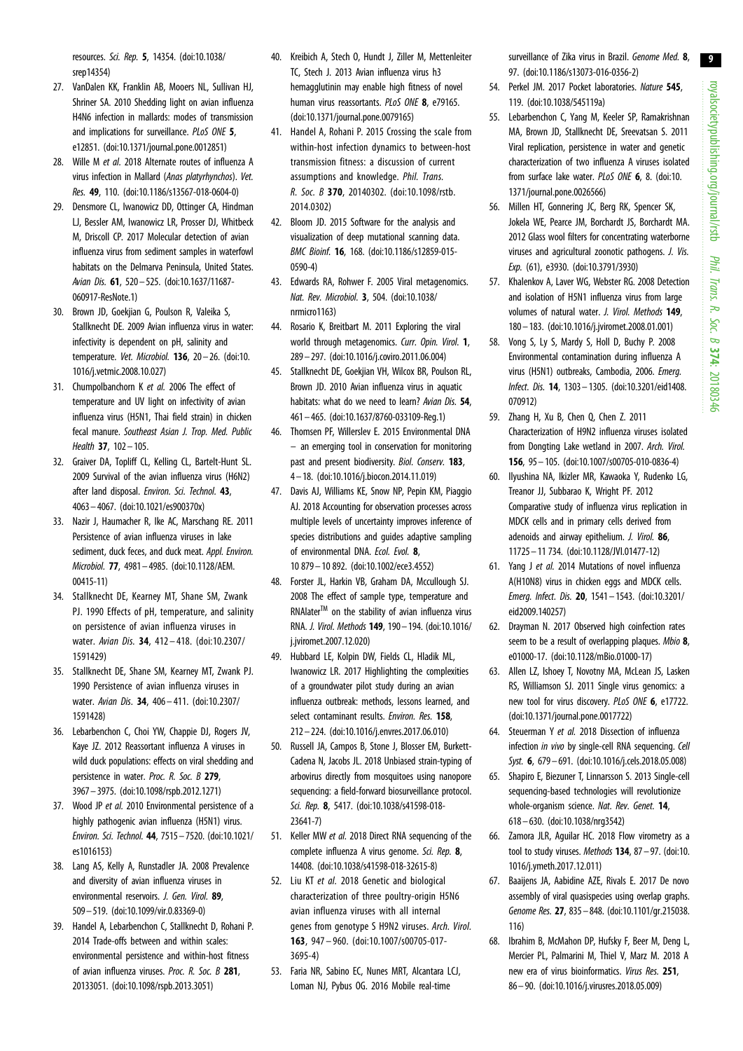resources. *Sci. Rep.* **5**, 14354. (doi:10.1038/srep14354)

27. VanDalen KK, Franklin AB, Mooers NL, Sullivan HJ, Shriner SA. 2010 Shedding light on avian influenza H4N6 infection in mallards: modes of transmission and implications for surveillance. *PLoS ONE* **5**, e12851. (doi:10.1371/journal.pone.0012851)
28. Wille M *et al.* 2018 Alternate routes of influenza A virus infection in Mallard (*Anas platyrhynchos*). *Vet. Res.* **49**, 110. (doi:10.1186/s13567-018-0604-0)
29. Densmore CL, Iwanowicz DD, Ottinger CA, Hindman LJ, Bessler AM, Iwanowicz LR, Prosser DJ, Whitbeck M, Driscoll CP. 2017 Molecular detection of avian influenza virus from sediment samples in waterfowl habitats on the Delmarva Peninsula, United States. *Avian Dis.* **61**, 520–525. (doi:10.1637/11687-060917-ResNote.1)
30. Brown JD, Goekjian G, Poulson R, Valeika S, Stallknecht DE. 2009 Avian influenza virus in water: infectivity is dependent on pH, salinity and temperature. *Vet. Microbiol.* **136**, 20–26. (doi:10.1016/j.vetmic.2008.10.027)
31. Chumpolbanchorn K *et al.* 2006 The effect of temperature and UV light on infectivity of avian influenza virus (H5N1, Thai field strain) in chicken fecal manure. *Southeast Asian J. Trop. Med. Public Health* **37**, 102–105.
32. Graiver DA, Topliff CL, Kelling CL, Bartelt-Hunt SL. 2009 Survival of the avian influenza virus (H6N2) after land disposal. *Environ. Sci. Technol.* **43**, 4063–4067. (doi:10.1021/es900370x)
33. Nazir J, Haumacher R, Ike AC, Marschang RE. 2011 Persistence of avian influenza viruses in lake sediment, duck feces, and duck meat. *Appl. Environ. Microbiol.* **77**, 4981–4985. (doi:10.1128/AEM.00415-11)
34. Stallknecht DE, Kearney MT, Shane SM, Zwank PJ. 1990 Effects of pH, temperature, and salinity on persistence of avian influenza viruses in water. *Avian Dis.* **34**, 412–418. (doi:10.2307/1591429)
35. Stallknecht DE, Shane SM, Kearney MT, Zwank PJ. 1990 Persistence of avian influenza viruses in water. *Avian Dis.* **34**, 406–411. (doi:10.2307/1591428)
36. Lebarbenchon C, Choi YW, Chappie DJ, Rogers JV, Kaye JZ. 2012 Reassortant influenza A viruses in wild duck populations: effects on viral shedding and persistence in water. *Proc. R. Soc. B* **279**, 3967–3975. (doi:10.1098/rspb.2012.1271)
37. Wood JP *et al.* 2010 Environmental persistence of a highly pathogenic avian influenza (H5N1) virus. *Environ. Sci. Technol.* **44**, 7515–7520. (doi:10.1021/es1016153)
38. Lang AS, Kelly A, Runstadler JA. 2008 Prevalence and diversity of avian influenza viruses in environmental reservoirs. *J. Gen. Virol.* **89**, 509–519. (doi:10.1099/vir.0.83369-0)
39. Handel A, Lebarbenchon C, Stallknecht D, Rohani P. 2014 Trade-offs between and within scales: environmental persistence and within-host fitness of avian influenza viruses. *Proc. R. Soc. B* **281**, 20133051. (doi:10.1098/rspb.2013.3051)
40. Kreibich A, Stech O, Hundt J, Ziller M, Mettenleiter TC, Stech J. 2013 Avian influenza virus h3 hemagglutinin may enable high fitness of novel human virus reassortants. *PLoS ONE* **8**, e79165. (doi:10.1371/journal.pone.0079165)
41. Handel A, Rohani P. 2015 Crossing the scale from within-host infection dynamics to between-host transmission fitness: a discussion of current assumptions and knowledge. *Phil. Trans. R. Soc. B* **370**, 20140302. (doi:10.1098/rstb.2014.0302)
42. Bloom JD. 2015 Software for the analysis and visualization of deep mutational scanning data. *BMC Bioinf.* **16**, 168. (doi:10.1186/s12859-015-0590-4)
43. Edwards RA, Rohwer F. 2005 Viral metagenomics. *Nat. Rev. Microbiol.* **3**, 504. (doi:10.1038/nrmicro1163)
44. Rosario K, Breitbart M. 2011 Exploring the viral world through metagenomics. *Curr. Opin. Virol.* **1**, 289–297. (doi:10.1016/j.coviro.2011.06.004)
45. Stallknecht DE, Goekjian VH, Wilcox BR, Poulson RL, Brown JD. 2010 Avian influenza virus in aquatic habitats: what do we need to learn? *Avian Dis.* **54**, 461–465. (doi:10.1637/8760-033109-Reg.1)
46. Thomsen PF, Willerslev E. 2015 Environmental DNA – an emerging tool in conservation for monitoring past and present biodiversity. *Biol. Conserv.* **183**, 4–18. (doi:10.1016/j.biocon.2014.11.019)
47. Davis AJ, Williams KE, Snow NP, Pepin KM, Piaggio AJ. 2018 Accounting for observation processes across multiple levels of uncertainty improves inference of species distributions and guides adaptive sampling of environmental DNA. *Ecol. Evol.* **8**, 10 879–10 892. (doi:10.1002/ece3.4552)
48. Forster JL, Harkin VB, Graham DA, Mccullough SJ. 2008 The effect of sample type, temperature and RNAlater™ on the stability of avian influenza virus RNA. *J. Virol. Methods* **149**, 190–194. (doi:10.1016/j.jviromet.2007.12.020)
49. Hubbard LE, Kolpin DW, Fields CL, Hladik ML, Iwanowicz LR. 2017 Highlighting the complexities of a groundwater pilot study during an avian influenza outbreak: methods, lessons learned, and select contaminant results. *Environ. Res.* **158**, 212–224. (doi:10.1016/j.envres.2017.06.010)
50. Russell JA, Campos B, Stone J, Blosser EM, Burkett-Cadena N, Jacobs JL. 2018 Unbiased strain-typing of arbovirus directly from mosquitoes using nanopore sequencing: a field-forward biosurveillance protocol. *Sci. Rep.* **8**, 5417. (doi:10.1038/s41598-018-23641-7)
51. Keller MW *et al.* 2018 Direct RNA sequencing of the complete influenza A virus genome. *Sci. Rep.* **8**, 14408. (doi:10.1038/s41598-018-32615-8)
52. Liu KT *et al.* 2018 Genetic and biological characterization of three poultry-origin H5N6 avian influenza viruses with all internal genes from genotype S H9N2 viruses. *Arch. Virol.* **163**, 947–960. (doi:10.1007/s00705-017-3695-4)
53. Faria NR, Sabino EC, Nunes MRT, Alcantara LCJ, Loman NJ, Pybus OG. 2016 Mobile real-time surveillance of Zika virus in Brazil. *Genome Med.* **8**, 97. (doi:10.1186/s13073-016-0356-2)
54. Perkel JM. 2017 Pocket laboratories. *Nature* **545**, 119. (doi:10.1038/545119a)
55. Lebarbenchon C, Yang M, Keeler SP, Ramakrishnan MA, Brown JD, Stallknecht DE, Sreevatsan S. 2011 Viral replication, persistence in water and genetic characterization of two influenza A viruses isolated from surface lake water. *PLoS ONE* **6**, 8. (doi:10.1371/journal.pone.0026566)
56. Millen HT, Gonnering JC, Berg RK, Spencer SK, Jokela WE, Pearce JM, Borchardt JS, Borchardt MA. 2012 Glass wool filters for concentrating waterborne viruses and agricultural zoonotic pathogens. *J. Vis. Exp.* (61), e3930. (doi:10.3791/3930)
57. Khalenkov A, Laver WG, Webster RG. 2008 Detection and isolation of H5N1 influenza virus from large volumes of natural water. *J. Virol. Methods* **149**, 180–183. (doi:10.1016/j.jviromet.2008.01.001)
58. Vong S, Ly S, Mardy S, Holl D, Buchy P. 2008 Environmental contamination during influenza A virus (H5N1) outbreaks, Cambodia, 2006. *Emerg. Infect. Dis.* **14**, 1303–1305. (doi:10.3201/eid1408.070912)
59. Zhang H, Xu B, Chen Q, Chen Z. 2011 Characterization of H9N2 influenza viruses isolated from Dongting Lake wetland in 2007. *Arch. Virol.* **156**, 95–105. (doi:10.1007/s00705-010-0836-4)
60. Ilyushina NA, Ikizler MR, Kawaoka Y, Rudenko LG, Treanor JJ, Subbarao K, Wright PF. 2012 Comparative study of influenza virus replication in MDCK cells and in primary cells derived from adenoids and airway epithelium. *J. Virol.* **86**, 11725–11 734. (doi:10.1128/JVI.01477-12)
61. Yang J *et al.* 2014 Mutations of novel influenza A(H10N8) virus in chicken eggs and MDCK cells. *Emerg. Infect. Dis.* **20**, 1541–1543. (doi:10.3201/eid2009.140257)
62. Drayman N. 2017 Observed high coinfection rates seem to be a result of overlapping plaques. *Mbio* **8**, e01000-17. (doi:10.1128/mBio.01000-17)
63. Allen LZ, Ishoey T, Novotny MA, McLean JS, Lasken RS, Williamson SJ. 2011 Single virus genomics: a new tool for virus discovery. *PLoS ONE* **6**, e17722. (doi:10.1371/journal.pone.0017722)
64. Steuerman Y *et al.* 2018 Dissection of influenza infection *in vivo* by single-cell RNA sequencing. *Cell Syst.* **6**, 679–691. (doi:10.1016/j.cels.2018.05.008)
65. Shapiro E, Biezuner T, Linnarsson S. 2013 Single-cell sequencing-based technologies will revolutionize whole-organism science. *Nat. Rev. Genet.* **14**, 618–630. (doi:10.1038/nrg3542)
66. Zamora JLR, Aguilar HC. 2018 Flow virometry as a tool to study viruses. *Methods* **134**, 87–97. (doi:10.1016/j.ymeth.2017.12.011)
67. Baaijens JA, Aabidine AZE, Rivals E. 2017 De novo assembly of viral quasispecies using overlap graphs. *Genome Res.* **27**, 835–848. (doi:10.1101/gr.215038.116)
68. Ibrahim B, McMahon DP, Hufsky F, Beer M, Deng L, Mercier PL, Palmarini M, Thiel V, Marz M. 2018 A new era of virus bioinformatics. *Virus Res.* **251**, 86–90. (doi:10.1016/j.virusres.2018.05.009)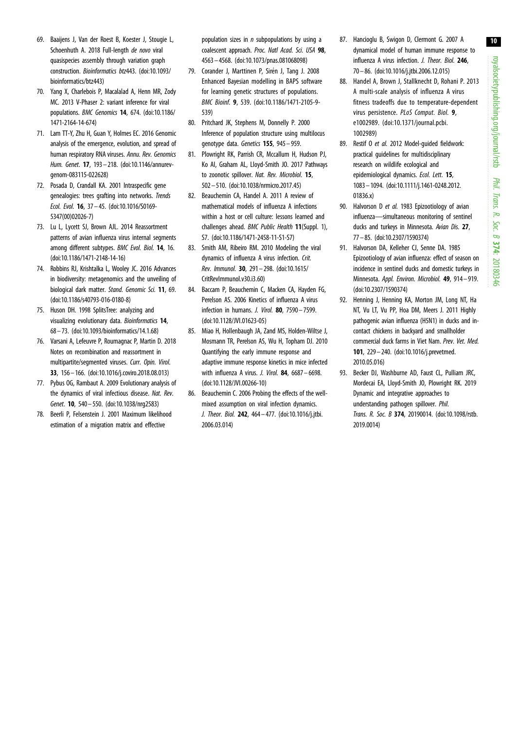69. Baaijens J, Van der Roest B, Koester J, Stougie L, Schoenhuth A. 2018 Full-length *de novo* viral quasispecies assembly through variation graph construction. *Bioinformatics* btz443. (doi:10.1093/bioinformatics/btz443)
70. Yang X, Charlebois P, Macalalad A, Henn MR, Zody MC. 2013 V-Phaser 2: variant inference for viral populations. *BMC Genomics* **14**, 674. (doi:10.1186/1471-2164-14-674)
71. Lam TT-Y, Zhu H, Guan Y, Holmes EC. 2016 Genomic analysis of the emergence, evolution, and spread of human respiratory RNA viruses. *Annu. Rev. Genomics Hum. Genet.* **17**, 193–218. (doi:10.1146/annurev-genom-083115-022628)
72. Posada D, Crandall KA. 2001 Intraspecific gene genealogies: trees grafting into networks. *Trends Ecol. Evol.* **16**, 37–45. (doi:10.1016/S0169-5347(00)02026-7)
73. Lu L, Lycett SJ, Brown AJL. 2014 Reassortment patterns of avian influenza virus internal segments among different subtypes. *BMC Evol. Biol.* **14**, 16. (doi:10.1186/1471-2148-14-16)
74. Robbins RJ, Krishtalka L, Wooley JC. 2016 Advances in biodiversity: metagenomics and the unveiling of biological dark matter. *Stand. Genomic Sci.* **11**, 69. (doi:10.1186/s40793-016-0180-8)
75. Huson DH. 1998 SplitsTree: analyzing and visualizing evolutionary data. *Bioinformatics* **14**, 68–73. (doi:10.1093/bioinformatics/14.1.68)
76. Varsani A, Lefeuvre P, Roumagnac P, Martin D. 2018 Notes on recombination and reassortment in multipartite/segmented viruses. *Curr. Opin. Virol.* **33**, 156–166. (doi:10.1016/j.coviro.2018.08.013)
77. Pybus OG, Rambaut A. 2009 Evolutionary analysis of the dynamics of viral infectious disease. *Nat. Rev. Genet.* **10**, 540–550. (doi:10.1038/nrg2583)
78. Beerli P, Felsenstein J. 2001 Maximum likelihood estimation of a migration matrix and effective population sizes in *n* subpopulations by using a coalescent approach. *Proc. Natl Acad. Sci. USA* **98**, 4563–4568. (doi:10.1073/pnas.081068098)
79. Corander J, Marttinen P, Sirén J, Tang J. 2008 Enhanced Bayesian modelling in BAPS software for learning genetic structures of populations. *BMC Bioinf.* **9**, 539. (doi:10.1186/1471-2105-9-539)
80. Pritchard JK, Stephens M, Donnelly P. 2000 Inference of population structure using multilocus genotype data. *Genetics* **155**, 945–959.
81. Plowright RK, Parrish CR, Mccallum H, Hudson PJ, Ko AI, Graham AL, Lloyd-Smith JO. 2017 Pathways to zoonotic spillover. *Nat. Rev. Microbiol.* **15**, 502–510. (doi:10.1038/nrmicro.2017.45)
82. Beauchemin CA, Handel A. 2011 A review of mathematical models of influenza A infections within a host or cell culture: lessons learned and challenges ahead. *BMC Public Health* **11**(Suppl. 1), S7. (doi:10.1186/1471-2458-11-S1-S7)
83. Smith AM, Ribeiro RM. 2010 Modeling the viral dynamics of influenza A virus infection. *Crit. Rev. Immunol.* **30**, 291–298. (doi:10.1615/CritRevImmunol.v30.i3.60)
84. Baccam P, Beauchemin C, Macken CA, Hayden FG, Perelson AS. 2006 Kinetics of influenza A virus infection in humans. *J. Virol.* **80**, 7590–7599. (doi:10.1128/JVI.01623-05)
85. Miao H, Hollenbaugh JA, Zand MS, Holden-Wiltse J, Mosmann TR, Perelson AS, Wu H, Topham DJ. 2010 Quantifying the early immune response and adaptive immune response kinetics in mice infected with influenza A virus. *J. Virol.* **84**, 6687–6698. (doi:10.1128/JVI.00266-10)
86. Beauchemin C. 2006 Probing the effects of the well-mixed assumption on viral infection dynamics. *J. Theor. Biol.* **242**, 464–477. (doi:10.1016/j.jtbi.2006.03.014)
87. Hancioglu B, Swigon D, Clermont G. 2007 A dynamical model of human immune response to influenza A virus infection. *J. Theor. Biol.* **246**, 70–86. (doi:10.1016/j.jtbi.2006.12.015)
88. Handel A, Brown J, Stallknecht D, Rohani P. 2013 A multi-scale analysis of influenza A virus fitness tradeoffs due to temperature-dependent virus persistence. *PLoS Comput. Biol.* **9**, e1002989. (doi:10.1371/journal.pcbi.1002989)
89. Restif O *et al.* 2012 Model-guided fieldwork: practical guidelines for multidisciplinary research on wildlife ecological and epidemiological dynamics. *Ecol. Lett.* **15**, 1083–1094. (doi:10.1111/j.1461-0248.2012.01836.x)
90. Halvorson D *et al.* 1983 Epizootiology of avian influenza—simultaneous monitoring of sentinel ducks and turkeys in Minnesota. *Avian Dis.* **27**, 77–85. (doi:10.2307/1590374)
91. Halvorson DA, Kelleher CJ, Senne DA. 1985 Epizootiology of avian influenza: effect of season on incidence in sentinel ducks and domestic turkeys in Minnesota. *Appl. Environ. Microbiol.* **49**, 914–919. (doi:10.2307/1590374)
92. Henning J, Henning KA, Morton JM, Long NT, Ha NT, Vu LT, Vu PP, Hoa DM, Meers J. 2011 Highly pathogenic avian influenza (H5N1) in ducks and in-contact chickens in backyard and smallholder commercial duck farms in Viet Nam. *Prev. Vet. Med.* **101**, 229–240. (doi:10.1016/j.prevetmed.2010.05.016)
93. Becker DJ, Washburne AD, Faust CL, Pulliam JRC, Mordecai EA, Lloyd-Smith JO, Plowright RK. 2019 Dynamic and integrative approaches to understanding pathogen spillover. *Phil. Trans. R. Soc. B* **374**, 20190014. (doi:10.1098/rstb.2019.0014)